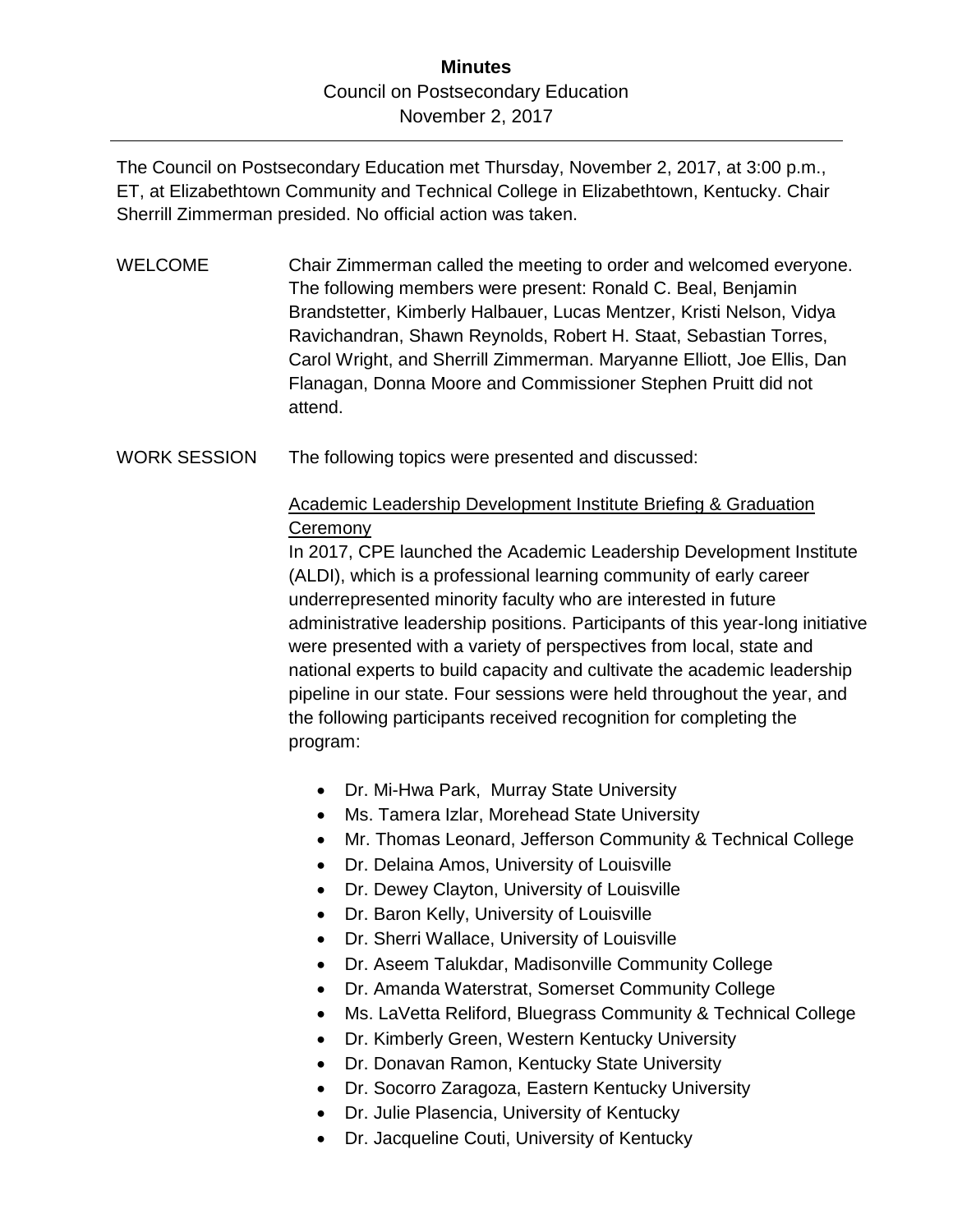# Minutes

Council on Postsecondary Education
November 2, 2017

---

The Council on Postsecondary Education met Thursday, November 2, 2017, at 3:00 p.m., ET, at Elizabethtown Community and Technical College in Elizabethtown, Kentucky. Chair Sherrill Zimmerman presided. No official action was taken.

**WELCOME**

Chair Zimmerman called the meeting to order and welcomed everyone. The following members were present: Ronald C. Beal, Benjamin Brandstetter, Kimberly Halbauer, Lucas Mentzer, Kristi Nelson, Vidya Ravichandran, Shawn Reynolds, Robert H. Staat, Sebastian Torres, Carol Wright, and Sherrill Zimmerman. Maryanne Elliott, Joe Ellis, Dan Flanagan, Donna Moore and Commissioner Stephen Pruitt did not attend.

**WORK SESSION**

The following topics were presented and discussed:

<u>Academic Leadership Development Institute Briefing & Graduation Ceremony</u>

In 2017, CPE launched the Academic Leadership Development Institute (ALDI), which is a professional learning community of early career underrepresented minority faculty who are interested in future administrative leadership positions. Participants of this year-long initiative were presented with a variety of perspectives from local, state and national experts to build capacity and cultivate the academic leadership pipeline in our state. Four sessions were held throughout the year, and the following participants received recognition for completing the program:

- Dr. Mi-Hwa Park, Murray State University
- Ms. Tamera Izlar, Morehead State University
- Mr. Thomas Leonard, Jefferson Community & Technical College
- Dr. Delaina Amos, University of Louisville
- Dr. Dewey Clayton, University of Louisville
- Dr. Baron Kelly, University of Louisville
- Dr. Sherri Wallace, University of Louisville
- Dr. Aseem Talukdar, Madisonville Community College
- Dr. Amanda Waterstrat, Somerset Community College
- Ms. LaVetta Reliford, Bluegrass Community & Technical College
- Dr. Kimberly Green, Western Kentucky University
- Dr. Donavan Ramon, Kentucky State University
- Dr. Socorro Zaragoza, Eastern Kentucky University
- Dr. Julie Plasencia, University of Kentucky
- Dr. Jacqueline Couti, University of Kentucky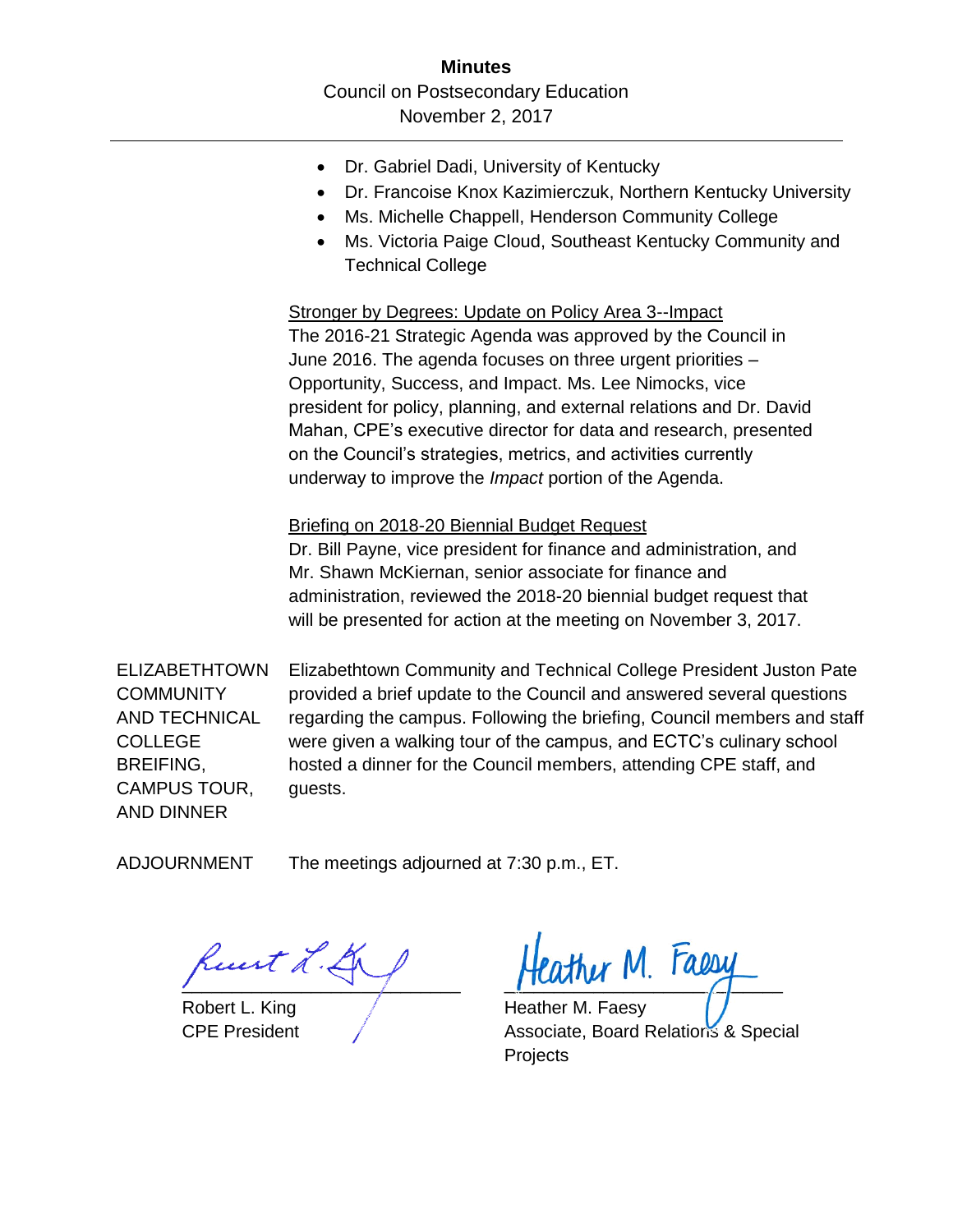- Dr. Gabriel Dadi, University of Kentucky
- Dr. Francoise Knox Kazimierczuk, Northern Kentucky University
- Ms. Michelle Chappell, Henderson Community College
- Ms. Victoria Paige Cloud, Southeast Kentucky Community and Technical College

Stronger by Degrees: Update on Policy Area 3--Impact

The 2016-21 Strategic Agenda was approved by the Council in June 2016. The agenda focuses on three urgent priorities – Opportunity, Success, and Impact. Ms. Lee Nimocks, vice president for policy, planning, and external relations and Dr. David Mahan, CPE's executive director for data and research, presented on the Council's strategies, metrics, and activities currently underway to improve the *Impact* portion of the Agenda.

Briefing on 2018-20 Biennial Budget Request

Dr. Bill Payne, vice president for finance and administration, and Mr. Shawn McKiernan, senior associate for finance and administration, reviewed the 2018-20 biennial budget request that will be presented for action at the meeting on November 3, 2017.

ELIZABETHTOWN COMMUNITY AND TECHNICAL COLLEGE BREIFING, CAMPUS TOUR, AND DINNER

Elizabethtown Community and Technical College President Juston Pate provided a brief update to the Council and answered several questions regarding the campus. Following the briefing, Council members and staff were given a walking tour of the campus, and ECTC's culinary school hosted a dinner for the Council members, attending CPE staff, and guests.

ADJOURNMENT

The meetings adjourned at 7:30 p.m., ET.

Robert L. King
CPE President

Heather M. Faesy
Associate, Board Relations & Special Projects